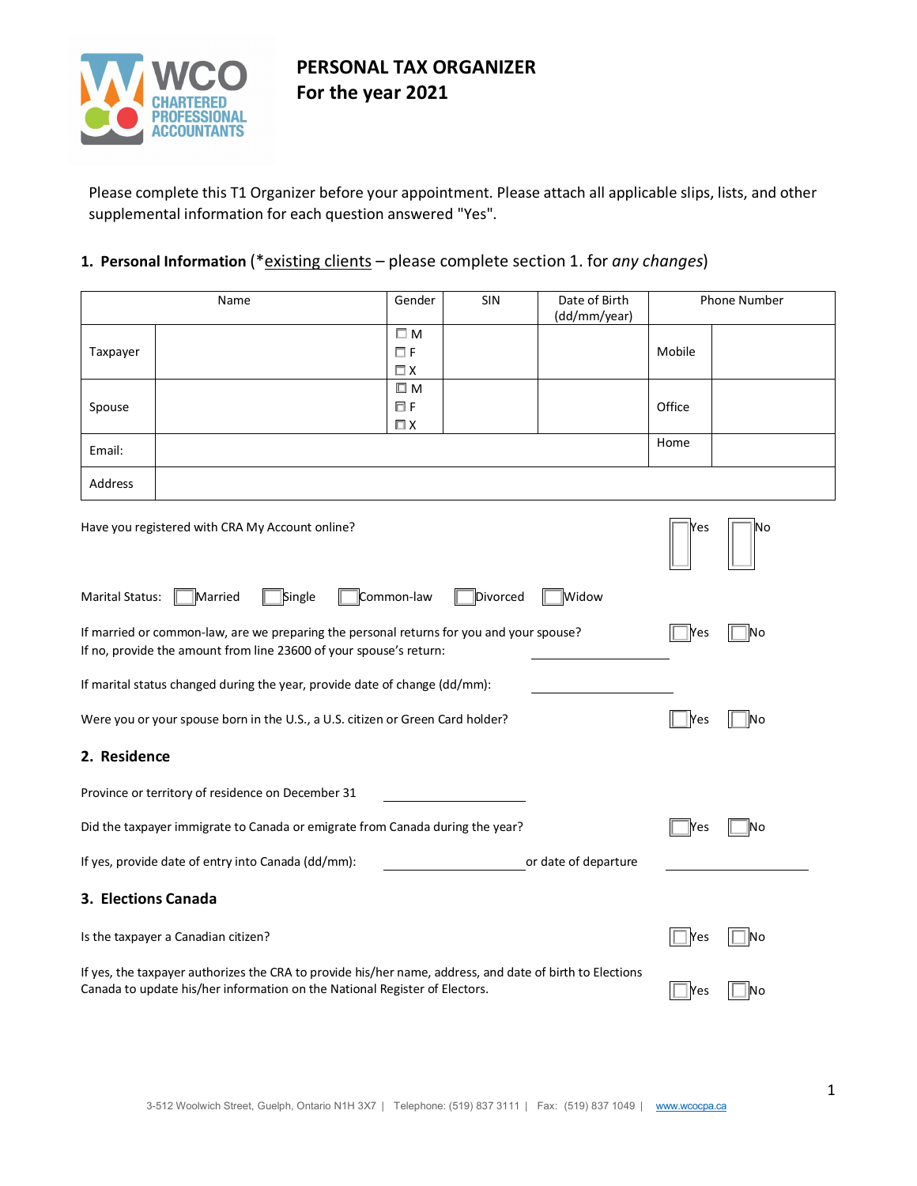# PERSONAL TAX ORGANIZER
## For the year 2021

Please complete this T1 Organizer before your appointment. Please attach all applicable slips, lists, and other supplemental information for each question answered "Yes".

### 1. Personal Information (*existing clients – please complete section 1. for *any changes*)

| | Name | Gender | SIN | Date of Birth (dd/mm/year) | Phone Number | |
|---|---|---|---|---|---|---|
| Taxpayer | | ☐ M ☐ F ☐ X | | | Mobile | |
| Spouse | | ☐ M ☐ F ☐ X | | | Office | |
| Email: | | | | | Home | |
| Address | | | | | | |

Have you registered with CRA My Account online? ☐ Yes ☐ No

Marital Status: ☐ Married ☐ Single ☐ Common-law ☐ Divorced ☐ Widow

If married or common-law, are we preparing the personal returns for you and your spouse? ☐ Yes ☐ No
If no, provide the amount from line 23600 of your spouse's return: ____________

If marital status changed during the year, provide date of change (dd/mm): ____________

Were you or your spouse born in the U.S., a U.S. citizen or Green Card holder? ☐ Yes ☐ No

### 2. Residence

Province or territory of residence on December 31 ____________

Did the taxpayer immigrate to Canada or emigrate from Canada during the year? ☐ Yes ☐ No

If yes, provide date of entry into Canada (dd/mm): ____________ or date of departure ____________

### 3. Elections Canada

Is the taxpayer a Canadian citizen? ☐ Yes ☐ No

If yes, the taxpayer authorizes the CRA to provide his/her name, address, and date of birth to Elections Canada to update his/her information on the National Register of Electors. ☐ Yes ☐ No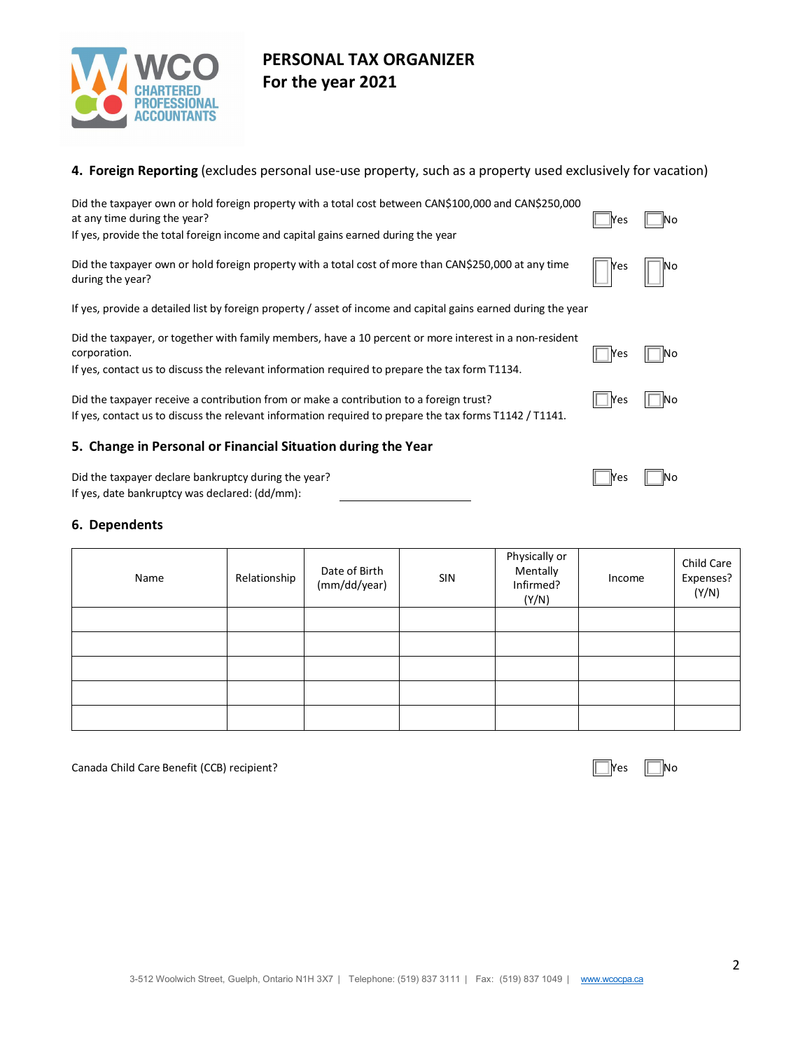### 4. Foreign Reporting (excludes personal use-use property, such as a property used exclusively for vacation)

Did the taxpayer own or hold foreign property with a total cost between CAN$100,000 and CAN$250,000 at any time during the year? ☐ Yes ☐ No
If yes, provide the total foreign income and capital gains earned during the year

Did the taxpayer own or hold foreign property with a total cost of more than CAN$250,000 at any time during the year? ☐ Yes ☐ No

If yes, provide a detailed list by foreign property / asset of income and capital gains earned during the year

Did the taxpayer, or together with family members, have a 10 percent or more interest in a non-resident corporation. ☐ Yes ☐ No
If yes, contact us to discuss the relevant information required to prepare the tax form T1134.

Did the taxpayer receive a contribution from or make a contribution to a foreign trust? ☐ Yes ☐ No
If yes, contact us to discuss the relevant information required to prepare the tax forms T1142 / T1141.

### 5. Change in Personal or Financial Situation during the Year

Did the taxpayer declare bankruptcy during the year? ☐ Yes ☐ No
If yes, date bankruptcy was declared: (dd/mm): ____________________

### 6. Dependents

| Name | Relationship | Date of Birth (mm/dd/year) | SIN | Physically or Mentally Infirmed? (Y/N) | Income | Child Care Expenses? (Y/N) |
|---|---|---|---|---|---|---|
| | | | | | | |
| | | | | | | |
| | | | | | | |
| | | | | | | |
| | | | | | | |

Canada Child Care Benefit (CCB) recipient? ☐ Yes ☐ No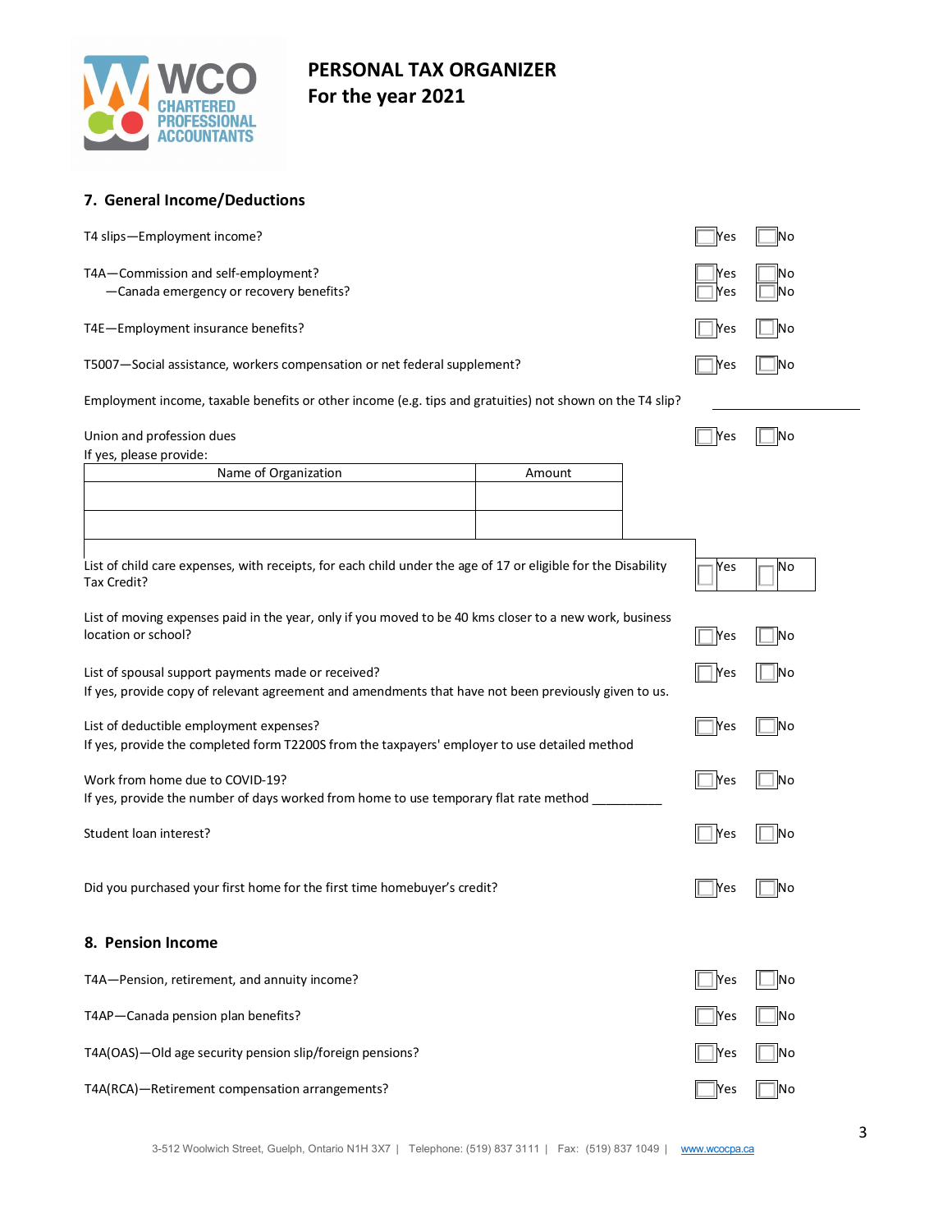# PERSONAL TAX ORGANIZER
## For the year 2021

## 7. General Income/Deductions

T4 slips—Employment income? ☐ Yes ☐ No

T4A—Commission and self-employment? ☐ Yes ☐ No
—Canada emergency or recovery benefits? ☐ Yes ☐ No

T4E—Employment insurance benefits? ☐ Yes ☐ No

T5007—Social assistance, workers compensation or net federal supplement? ☐ Yes ☐ No

Employment income, taxable benefits or other income (e.g. tips and gratuities) not shown on the T4 slip? ____________

Union and profession dues ☐ Yes ☐ No
If yes, please provide:

| Name of Organization | Amount |
|---|---|
| | |
| | |

List of child care expenses, with receipts, for each child under the age of 17 or eligible for the Disability Tax Credit? ☐ Yes ☐ No

List of moving expenses paid in the year, only if you moved to be 40 kms closer to a new work, business location or school? ☐ Yes ☐ No

List of spousal support payments made or received? ☐ Yes ☐ No
If yes, provide copy of relevant agreement and amendments that have not been previously given to us.

List of deductible employment expenses? ☐ Yes ☐ No
If yes, provide the completed form T2200S from the taxpayers' employer to use detailed method

Work from home due to COVID-19? ☐ Yes ☐ No
If yes, provide the number of days worked from home to use temporary flat rate method __________

Student loan interest? ☐ Yes ☐ No

Did you purchased your first home for the first time homebuyer's credit? ☐ Yes ☐ No

## 8. Pension Income

T4A—Pension, retirement, and annuity income? ☐ Yes ☐ No

T4AP—Canada pension plan benefits? ☐ Yes ☐ No

T4A(OAS)—Old age security pension slip/foreign pensions? ☐ Yes ☐ No

T4A(RCA)—Retirement compensation arrangements? ☐ Yes ☐ No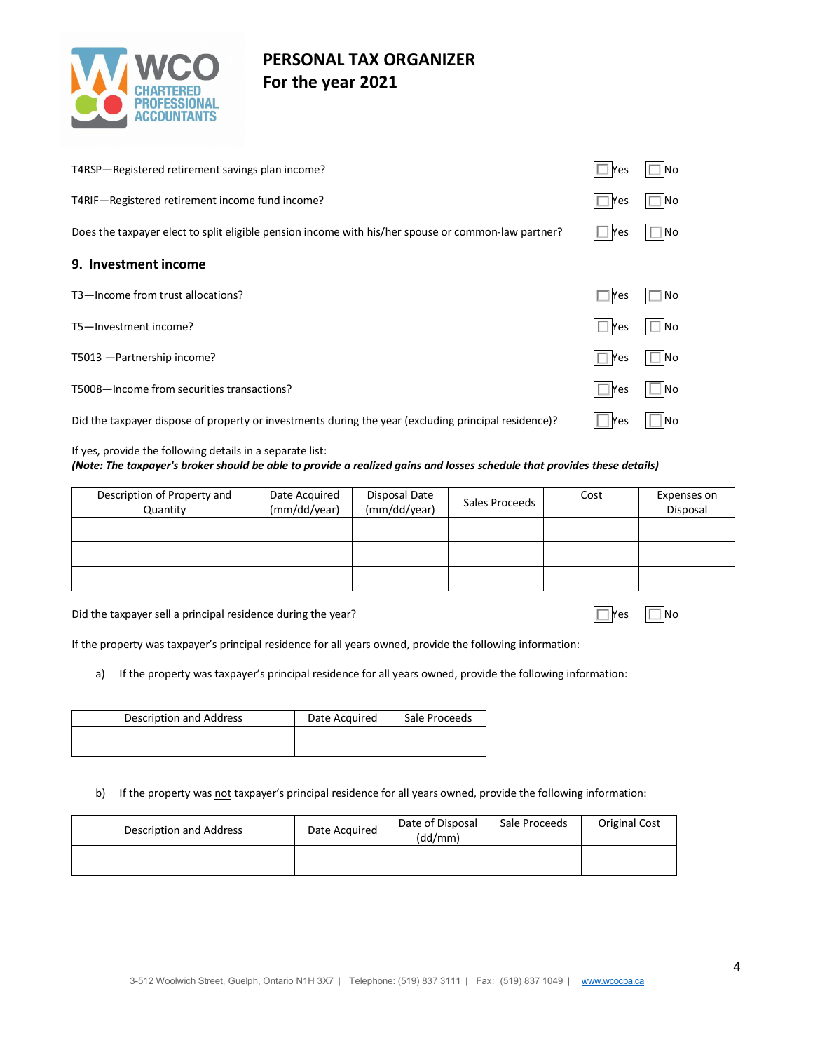# PERSONAL TAX ORGANIZER
## For the year 2021

| | | |
|---|---|---|
| T4RSP—Registered retirement savings plan income? | ☐ Yes | ☐ No |
| T4RIF—Registered retirement income fund income? | ☐ Yes | ☐ No |
| Does the taxpayer elect to split eligible pension income with his/her spouse or common-law partner? | ☐ Yes | ☐ No |

## 9. Investment income

| | | |
|---|---|---|
| T3—Income from trust allocations? | ☐ Yes | ☐ No |
| T5—Investment income? | ☐ Yes | ☐ No |
| T5013 —Partnership income? | ☐ Yes | ☐ No |
| T5008—Income from securities transactions? | ☐ Yes | ☐ No |
| Did the taxpayer dispose of property or investments during the year (excluding principal residence)? | ☐ Yes | ☐ No |

If yes, provide the following details in a separate list:

***(Note: The taxpayer's broker should be able to provide a realized gains and losses schedule that provides these details)***

| Description of Property and Quantity | Date Acquired (mm/dd/year) | Disposal Date (mm/dd/year) | Sales Proceeds | Cost | Expenses on Disposal |
|---|---|---|---|---|---|
| | | | | | |
| | | | | | |
| | | | | | |

| | | |
|---|---|---|
| Did the taxpayer sell a principal residence during the year? | ☐ Yes | ☐ No |

If the property was taxpayer's principal residence for all years owned, provide the following information:

a) If the property was taxpayer's principal residence for all years owned, provide the following information:

| Description and Address | Date Acquired | Sale Proceeds |
|---|---|---|
| | | |

b) If the property was not taxpayer's principal residence for all years owned, provide the following information:

| Description and Address | Date Acquired | Date of Disposal (dd/mm) | Sale Proceeds | Original Cost |
|---|---|---|---|---|
| | | | | |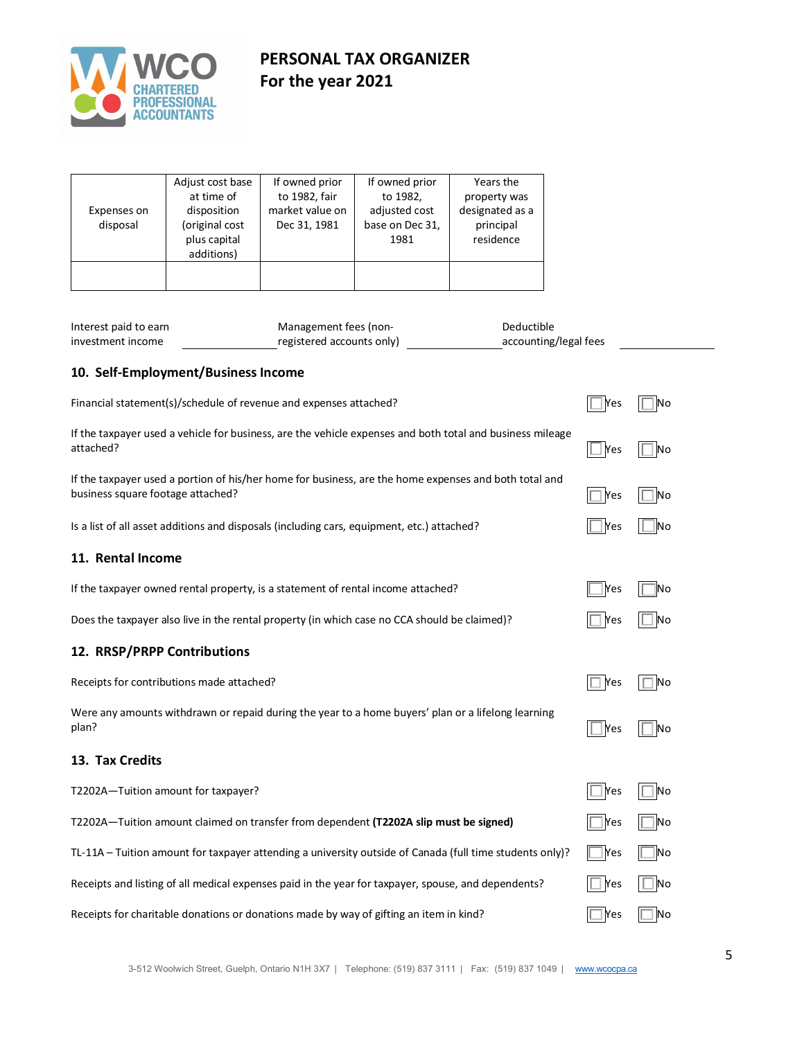# PERSONAL TAX ORGANIZER
## For the year 2021

| Expenses on disposal | Adjust cost base at time of disposition (original cost plus capital additions) | If owned prior to 1982, fair market value on Dec 31, 1981 | If owned prior to 1982, adjusted cost base on Dec 31, 1981 | Years the property was designated as a principal residence |
|---|---|---|---|---|
| | | | | |

Interest paid to earn investment income ____________ Management fees (non-registered accounts only) ____________ Deductible accounting/legal fees ____________

## 10. Self-Employment/Business Income

Financial statement(s)/schedule of revenue and expenses attached? ☐ Yes ☐ No

If the taxpayer used a vehicle for business, are the vehicle expenses and both total and business mileage attached? ☐ Yes ☐ No

If the taxpayer used a portion of his/her home for business, are the home expenses and both total and business square footage attached? ☐ Yes ☐ No

Is a list of all asset additions and disposals (including cars, equipment, etc.) attached? ☐ Yes ☐ No

## 11. Rental Income

If the taxpayer owned rental property, is a statement of rental income attached? ☐ Yes ☐ No

Does the taxpayer also live in the rental property (in which case no CCA should be claimed)? ☐ Yes ☐ No

## 12. RRSP/PRPP Contributions

Receipts for contributions made attached? ☐ Yes ☐ No

Were any amounts withdrawn or repaid during the year to a home buyers' plan or a lifelong learning plan? ☐ Yes ☐ No

## 13. Tax Credits

T2202A—Tuition amount for taxpayer? ☐ Yes ☐ No

T2202A—Tuition amount claimed on transfer from dependent **(T2202A slip must be signed)** ☐ Yes ☐ No

TL-11A – Tuition amount for taxpayer attending a university outside of Canada (full time students only)? ☐ Yes ☐ No

Receipts and listing of all medical expenses paid in the year for taxpayer, spouse, and dependents? ☐ Yes ☐ No

Receipts for charitable donations or donations made by way of gifting an item in kind? ☐ Yes ☐ No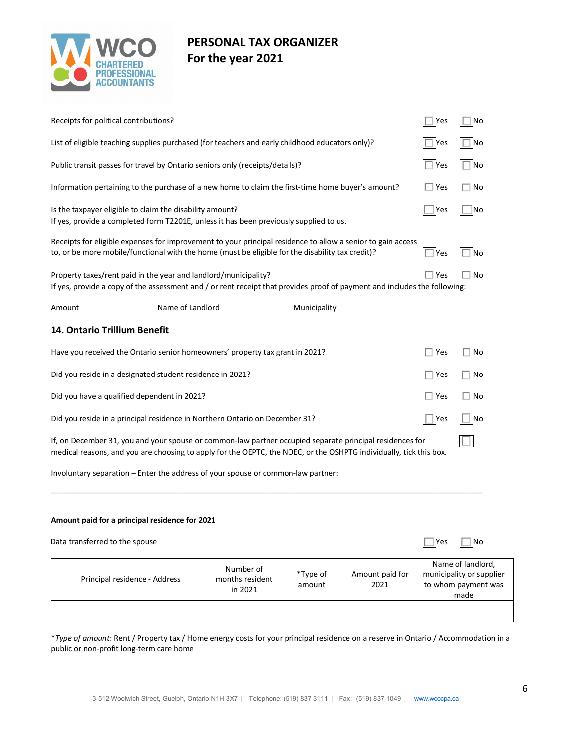Receipts for political contributions? ☐ Yes ☐ No

List of eligible teaching supplies purchased (for teachers and early childhood educators only)? ☐ Yes ☐ No

Public transit passes for travel by Ontario seniors only (receipts/details)? ☐ Yes ☐ No

Information pertaining to the purchase of a new home to claim the first-time home buyer's amount? ☐ Yes ☐ No

Is the taxpayer eligible to claim the disability amount? ☐ Yes ☐ No
If yes, provide a completed form T2201E, unless it has been previously supplied to us.

Receipts for eligible expenses for improvement to your principal residence to allow a senior to gain access to, or be more mobile/functional with the home (must be eligible for the disability tax credit)? ☐ Yes ☐ No

Property taxes/rent paid in the year and landlord/municipality? ☐ Yes ☐ No
If yes, provide a copy of the assessment and / or rent receipt that provides proof of payment and includes the following:

Amount ______________ Name of Landlord ______________ Municipality ______________

## 14. Ontario Trillium Benefit

Have you received the Ontario senior homeowners' property tax grant in 2021? ☐ Yes ☐ No

Did you reside in a designated student residence in 2021? ☐ Yes ☐ No

Did you have a qualified dependent in 2021? ☐ Yes ☐ No

Did you reside in a principal residence in Northern Ontario on December 31? ☐ Yes ☐ No

If, on December 31, you and your spouse or common-law partner occupied separate principal residences for medical reasons, and you are choosing to apply for the OEPTC, the NOEC, or the OSHPTG individually, tick this box. ☐

Involuntary separation – Enter the address of your spouse or common-law partner:

_______________________________________________________________________________________

**Amount paid for a principal residence for 2021**

Data transferred to the spouse ☐ Yes ☐ No

| Principal residence - Address | Number of months resident in 2021 | *Type of amount | Amount paid for 2021 | Name of landlord, municipality or supplier to whom payment was made |
|---|---|---|---|---|
| | | | | |

**Type of amount*: Rent / Property tax / Home energy costs for your principal residence on a reserve in Ontario / Accommodation in a public or non-profit long-term care home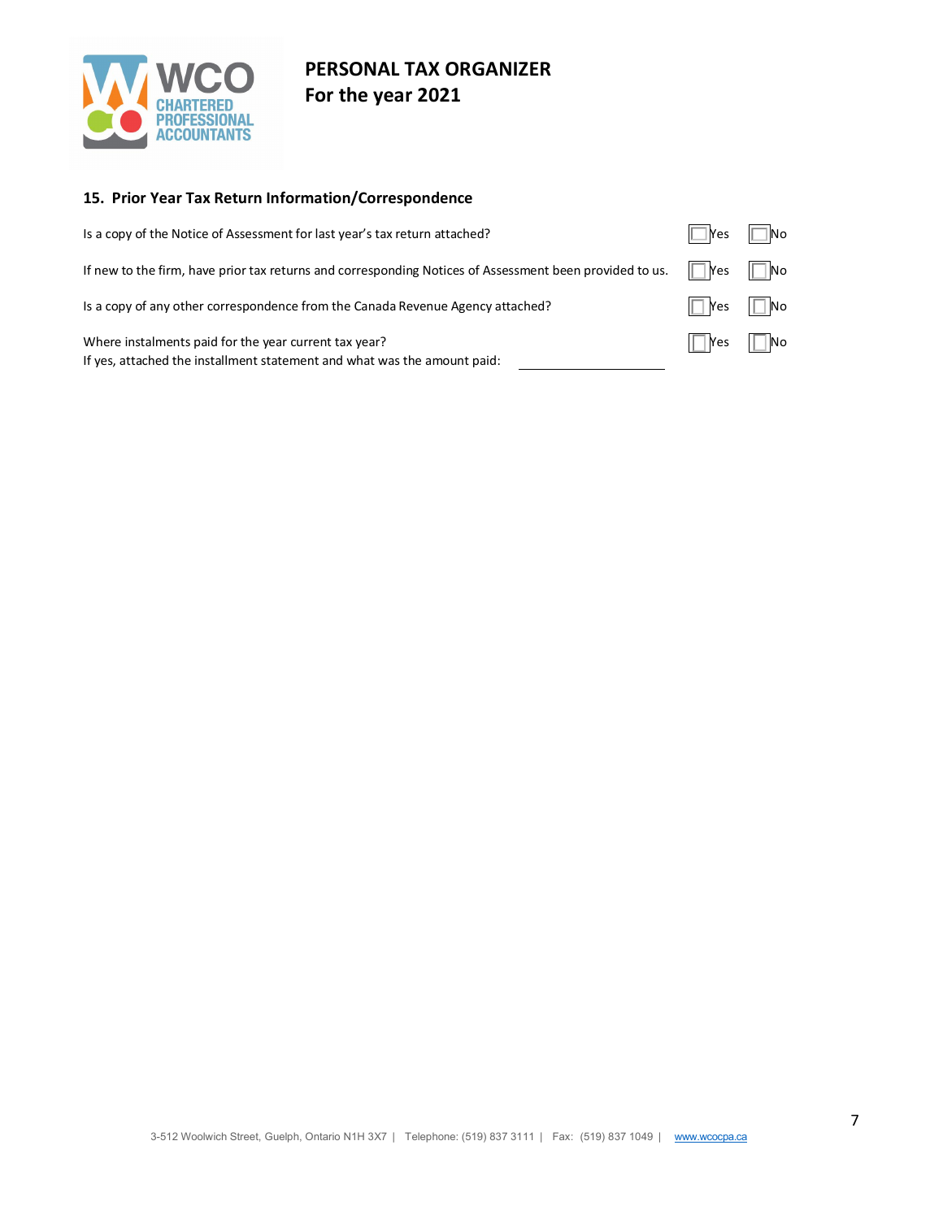# PERSONAL TAX ORGANIZER
# For the year 2021

## 15. Prior Year Tax Return Information/Correspondence

Is a copy of the Notice of Assessment for last year's tax return attached? ☐ Yes ☐ No

If new to the firm, have prior tax returns and corresponding Notices of Assessment been provided to us. ☐ Yes ☐ No

Is a copy of any other correspondence from the Canada Revenue Agency attached? ☐ Yes ☐ No

Where instalments paid for the year current tax year? ☐ Yes ☐ No
If yes, attached the installment statement and what was the amount paid: ____________________

3-512 Woolwich Street, Guelph, Ontario N1H 3X7 | Telephone: (519) 837 3111 | Fax: (519) 837 1049 | www.wcocpa.ca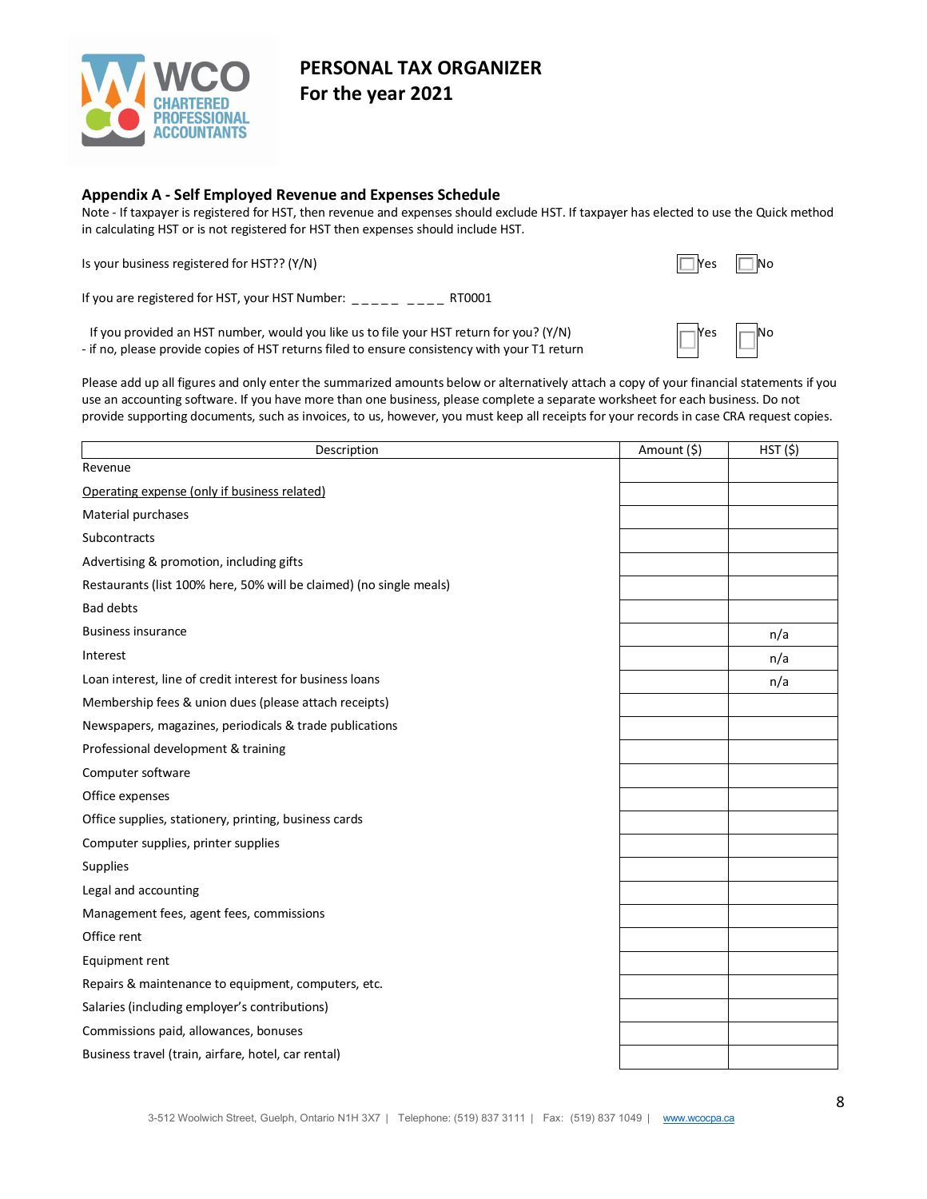# PERSONAL TAX ORGANIZER
## For the year 2021

### Appendix A - Self Employed Revenue and Expenses Schedule

Note - If taxpayer is registered for HST, then revenue and expenses should exclude HST. If taxpayer has elected to use the Quick method in calculating HST or is not registered for HST then expenses should include HST.

Is your business registered for HST?? (Y/N) ☐ Yes ☐ No

If you are registered for HST, your HST Number: _ _ _ _ _ _ _ _ _ RT0001

If you provided an HST number, would you like us to file your HST return for you? (Y/N) ☐ Yes ☐ No
- if no, please provide copies of HST returns filed to ensure consistency with your T1 return

Please add up all figures and only enter the summarized amounts below or alternatively attach a copy of your financial statements if you use an accounting software. If you have more than one business, please complete a separate worksheet for each business. Do not provide supporting documents, such as invoices, to us, however, you must keep all receipts for your records in case CRA request copies.

| Description | Amount ($) | HST ($) |
|---|---|---|
| Revenue | | |
| Operating expense (only if business related) | | |
| Material purchases | | |
| Subcontracts | | |
| Advertising & promotion, including gifts | | |
| Restaurants (list 100% here, 50% will be claimed) (no single meals) | | |
| Bad debts | | |
| Business insurance | | n/a |
| Interest | | n/a |
| Loan interest, line of credit interest for business loans | | n/a |
| Membership fees & union dues (please attach receipts) | | |
| Newspapers, magazines, periodicals & trade publications | | |
| Professional development & training | | |
| Computer software | | |
| Office expenses | | |
| Office supplies, stationery, printing, business cards | | |
| Computer supplies, printer supplies | | |
| Supplies | | |
| Legal and accounting | | |
| Management fees, agent fees, commissions | | |
| Office rent | | |
| Equipment rent | | |
| Repairs & maintenance to equipment, computers, etc. | | |
| Salaries (including employer's contributions) | | |
| Commissions paid, allowances, bonuses | | |
| Business travel (train, airfare, hotel, car rental) | | |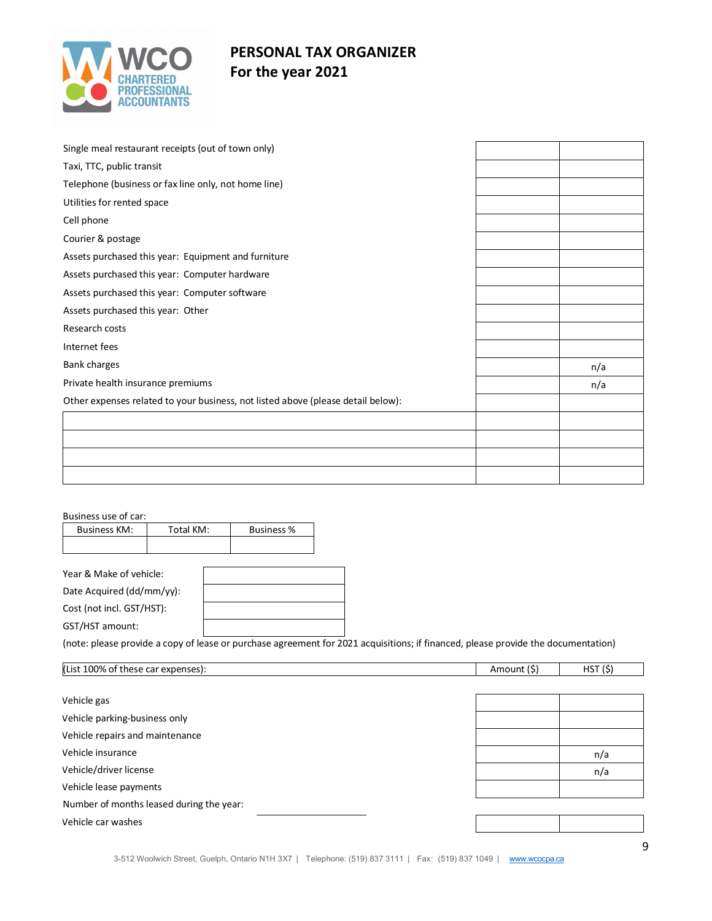# PERSONAL TAX ORGANIZER
## For the year 2021

| | | |
|---|---|---|
| Single meal restaurant receipts (out of town only) | | |
| Taxi, TTC, public transit | | |
| Telephone (business or fax line only, not home line) | | |
| Utilities for rented space | | |
| Cell phone | | |
| Courier & postage | | |
| Assets purchased this year: Equipment and furniture | | |
| Assets purchased this year: Computer hardware | | |
| Assets purchased this year: Computer software | | |
| Assets purchased this year: Other | | |
| Research costs | | |
| Internet fees | | |
| Bank charges | | n/a |
| Private health insurance premiums | | n/a |
| Other expenses related to your business, not listed above (please detail below): | | |
| | | |
| | | |
| | | |
| | | |

Business use of car:

| Business KM: | Total KM: | Business % |
|---|---|---|
| | | |

| | |
|---|---|
| Year & Make of vehicle: | |
| Date Acquired (dd/mm/yy): | |
| Cost (not incl. GST/HST): | |
| GST/HST amount: | |

(note: please provide a copy of lease or purchase agreement for 2021 acquisitions; if financed, please provide the documentation)

| (List 100% of these car expenses): | Amount ($) | HST ($) |
|---|---|---|
| Vehicle gas | | |
| Vehicle parking-business only | | |
| Vehicle repairs and maintenance | | |
| Vehicle insurance | | n/a |
| Vehicle/driver license | | n/a |
| Vehicle lease payments | | |
| Number of months leased during the year: ________ | | |
| Vehicle car washes | | |

3-512 Woolwich Street, Guelph, Ontario N1H 3X7 | Telephone: (519) 837 3111 | Fax: (519) 837 1049 | www.wcocpa.ca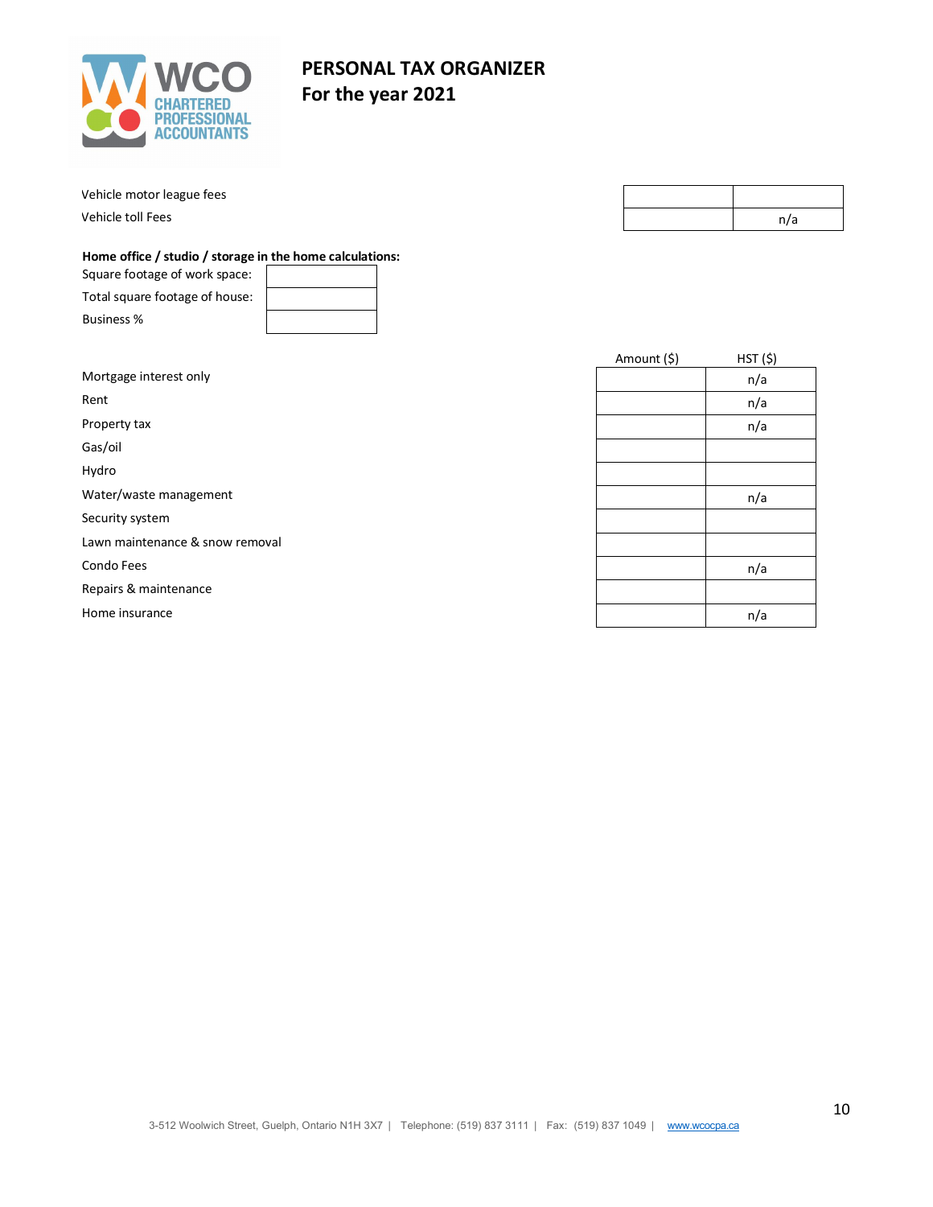# PERSONAL TAX ORGANIZER
## For the year 2021

| | | |
|---|---|---|
| Vehicle motor league fees | | |
| Vehicle toll Fees | | n/a |

**Home office / studio / storage in the home calculations:**

| | |
|---|---|
| Square footage of work space: | |
| Total square footage of house: | |
| Business % | |

| | Amount ($) | HST ($) |
|---|---|---|
| Mortgage interest only | | n/a |
| Rent | | n/a |
| Property tax | | n/a |
| Gas/oil | | |
| Hydro | | |
| Water/waste management | | n/a |
| Security system | | |
| Lawn maintenance & snow removal | | |
| Condo Fees | | n/a |
| Repairs & maintenance | | |
| Home insurance | | n/a |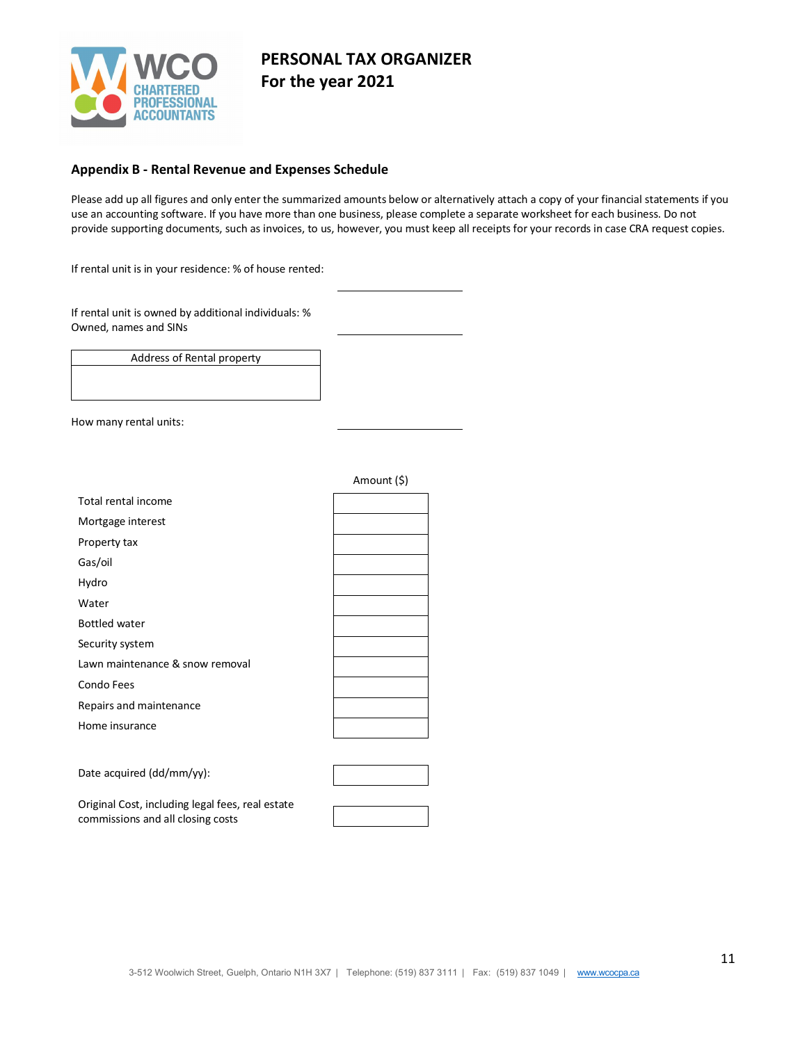# PERSONAL TAX ORGANIZER
## For the year 2021

## Appendix B - Rental Revenue and Expenses Schedule

Please add up all figures and only enter the summarized amounts below or alternatively attach a copy of your financial statements if you use an accounting software. If you have more than one business, please complete a separate worksheet for each business. Do not provide supporting documents, such as invoices, to us, however, you must keep all receipts for your records in case CRA request copies.

If rental unit is in your residence: % of house rented: ____________

If rental unit is owned by additional individuals: % Owned, names and SINs ____________

| Address of Rental property |
|---|
| |

How many rental units: ____________

| | Amount ($) |
|---|---|
| Total rental income | |
| Mortgage interest | |
| Property tax | |
| Gas/oil | |
| Hydro | |
| Water | |
| Bottled water | |
| Security system | |
| Lawn maintenance & snow removal | |
| Condo Fees | |
| Repairs and maintenance | |
| Home insurance | |

| | |
|---|---|
| Date acquired (dd/mm/yy): | |
| Original Cost, including legal fees, real estate commissions and all closing costs | |

3-512 Woolwich Street, Guelph, Ontario N1H 3X7 | Telephone: (519) 837 3111 | Fax: (519) 837 1049 | www.wcocpa.ca